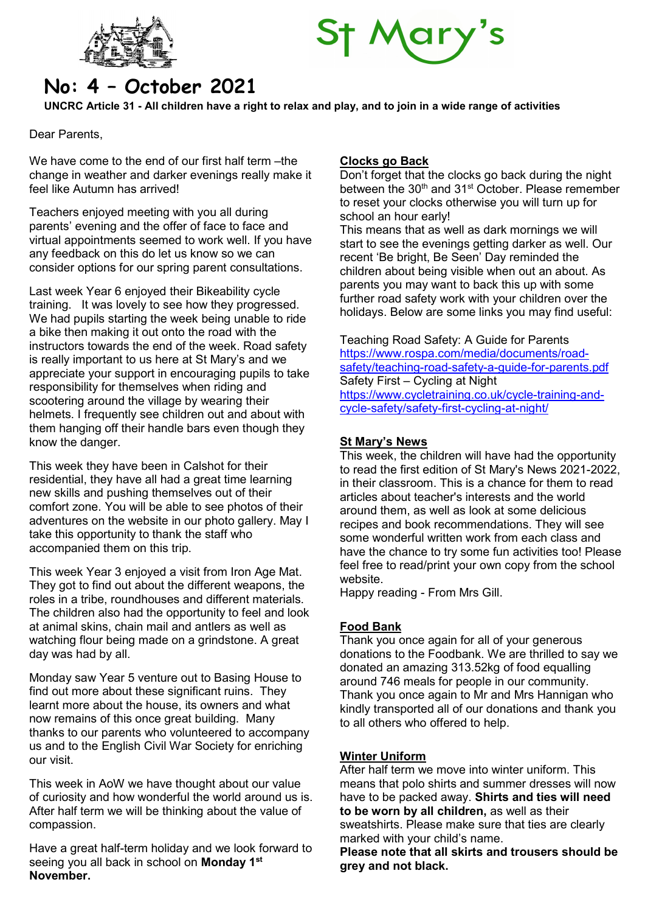# St Mary's

## No: 4 – October 2021

**UNCRC Article 31 - All children have a right to relax and play, and to join in a wide range of activities**

Dear Parents,

We have come to the end of our first half term –the change in weather and darker evenings really make it feel like Autumn has arrived!

Teachers enjoyed meeting with you all during parents' evening and the offer of face to face and virtual appointments seemed to work well. If you have any feedback on this do let us know so we can consider options for our spring parent consultations.

Last week Year 6 enjoyed their Bikeability cycle training. It was lovely to see how they progressed. We had pupils starting the week being unable to ride a bike then making it out onto the road with the instructors towards the end of the week. Road safety is really important to us here at St Mary's and we appreciate your support in encouraging pupils to take responsibility for themselves when riding and scootering around the village by wearing their helmets. I frequently see children out and about with them hanging off their handle bars even though they know the danger.

This week they have been in Calshot for their residential, they have all had a great time learning new skills and pushing themselves out of their comfort zone. You will be able to see photos of their adventures on the website in our photo gallery. May I take this opportunity to thank the staff who accompanied them on this trip.

This week Year 3 enjoyed a visit from Iron Age Mat. They got to find out about the different weapons, the roles in a tribe, roundhouses and different materials. The children also had the opportunity to feel and look at animal skins, chain mail and antlers as well as watching flour being made on a grindstone. A great day was had by all.

Monday saw Year 5 venture out to Basing House to find out more about these significant ruins. They learnt more about the house, its owners and what now remains of this once great building. Many thanks to our parents who volunteered to accompany us and to the English Civil War Society for enriching our visit.

This week in AoW we have thought about our value of curiosity and how wonderful the world around us is. After half term we will be thinking about the value of compassion.

Have a great half-term holiday and we look forward to seeing you all back in school on **Monday 1st November.**

### Clocks go Back

Don't forget that the clocks go back during the night between the 30th and 31st October. Please remember to reset your clocks otherwise you will turn up for school an hour early!

This means that as well as dark mornings we will start to see the evenings getting darker as well. Our recent 'Be bright, Be Seen' Day reminded the children about being visible when out an about. As parents you may want to back this up with some further road safety work with your children over the holidays. Below are some links you may find useful:

Teaching Road Safety: A Guide for Parents
https://www.rospa.com/media/documents/road-safety/teaching-road-safety-a-guide-for-parents.pdf
Safety First – Cycling at Night
https://www.cycletraining.co.uk/cycle-training-and-cycle-safety/safety-first-cycling-at-night/

### St Mary's News

This week, the children will have had the opportunity to read the first edition of St Mary's News 2021-2022, in their classroom. This is a chance for them to read articles about teacher's interests and the world around them, as well as look at some delicious recipes and book recommendations. They will see some wonderful written work from each class and have the chance to try some fun activities too! Please feel free to read/print your own copy from the school website.

Happy reading - From Mrs Gill.

### Food Bank

Thank you once again for all of your generous donations to the Foodbank. We are thrilled to say we donated an amazing 313.52kg of food equalling around 746 meals for people in our community. Thank you once again to Mr and Mrs Hannigan who kindly transported all of our donations and thank you to all others who offered to help.

### Winter Uniform

After half term we move into winter uniform. This means that polo shirts and summer dresses will now have to be packed away. **Shirts and ties will need to be worn by all children,** as well as their sweatshirts. Please make sure that ties are clearly marked with your child's name.

**Please note that all skirts and trousers should be grey and not black.**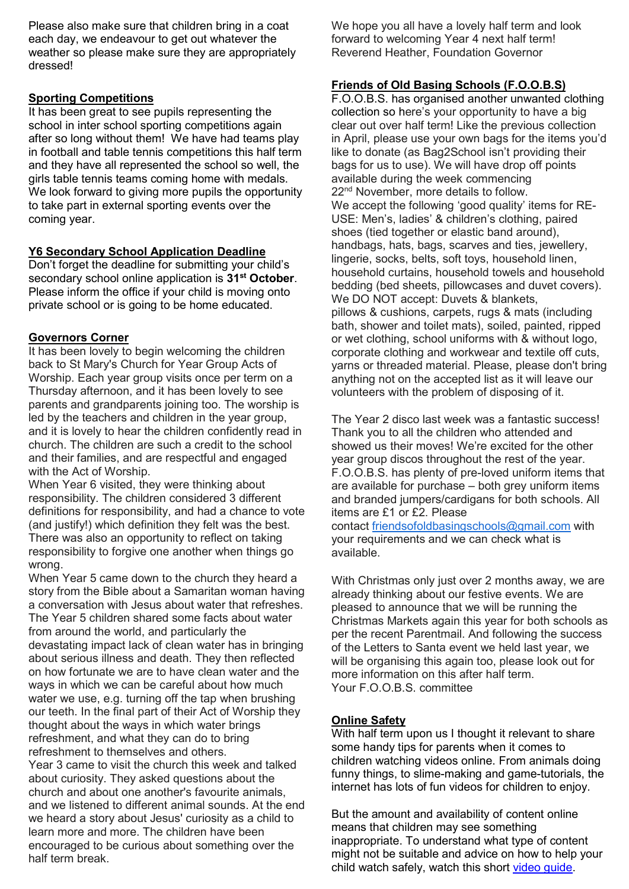Please also make sure that children bring in a coat each day, we endeavour to get out whatever the weather so please make sure they are appropriately dressed!

## Sporting Competitions

It has been great to see pupils representing the school in inter school sporting competitions again after so long without them! We have had teams play in football and table tennis competitions this half term and they have all represented the school so well, the girls table tennis teams coming home with medals. We look forward to giving more pupils the opportunity to take part in external sporting events over the coming year.

## Y6 Secondary School Application Deadline

Don't forget the deadline for submitting your child's secondary school online application is **31st October**. Please inform the office if your child is moving onto private school or is going to be home educated.

## Governors Corner

It has been lovely to begin welcoming the children back to St Mary's Church for Year Group Acts of Worship. Each year group visits once per term on a Thursday afternoon, and it has been lovely to see parents and grandparents joining too. The worship is led by the teachers and children in the year group, and it is lovely to hear the children confidently read in church. The children are such a credit to the school and their families, and are respectful and engaged with the Act of Worship.

When Year 6 visited, they were thinking about responsibility. The children considered 3 different definitions for responsibility, and had a chance to vote (and justify!) which definition they felt was the best. There was also an opportunity to reflect on taking responsibility to forgive one another when things go wrong.

When Year 5 came down to the church they heard a story from the Bible about a Samaritan woman having a conversation with Jesus about water that refreshes. The Year 5 children shared some facts about water from around the world, and particularly the devastating impact lack of clean water has in bringing about serious illness and death. They then reflected on how fortunate we are to have clean water and the ways in which we can be careful about how much water we use, e.g. turning off the tap when brushing our teeth. In the final part of their Act of Worship they thought about the ways in which water brings refreshment, and what they can do to bring refreshment to themselves and others.

Year 3 came to visit the church this week and talked about curiosity. They asked questions about the church and about one another's favourite animals, and we listened to different animal sounds. At the end we heard a story about Jesus' curiosity as a child to learn more and more. The children have been encouraged to be curious about something over the half term break.

We hope you all have a lovely half term and look forward to welcoming Year 4 next half term!
Reverend Heather, Foundation Governor

## Friends of Old Basing Schools (F.O.O.B.S)

F.O.O.B.S. has organised another unwanted clothing collection so here's your opportunity to have a big clear out over half term! Like the previous collection in April, please use your own bags for the items you'd like to donate (as Bag2School isn't providing their bags for us to use). We will have drop off points available during the week commencing 22nd November, more details to follow.

We accept the following 'good quality' items for RE-USE: Men's, ladies' & children's clothing, paired shoes (tied together or elastic band around), handbags, hats, bags, scarves and ties, jewellery, lingerie, socks, belts, soft toys, household linen, household curtains, household towels and household bedding (bed sheets, pillowcases and duvet covers).

We DO NOT accept: Duvets & blankets, pillows & cushions, carpets, rugs & mats (including bath, shower and toilet mats), soiled, painted, ripped or wet clothing, school uniforms with & without logo, corporate clothing and workwear and textile off cuts, yarns or threaded material. Please, please don't bring anything not on the accepted list as it will leave our volunteers with the problem of disposing of it.

The Year 2 disco last week was a fantastic success! Thank you to all the children who attended and showed us their moves! We're excited for the other year group discos throughout the rest of the year.

F.O.O.B.S. has plenty of pre-loved uniform items that are available for purchase – both grey uniform items and branded jumpers/cardigans for both schools. All items are £1 or £2. Please contact [friendsofoldbasingschools@gmail.com](mailto:friendsofoldbasingschools@gmail.com) with your requirements and we can check what is available.

With Christmas only just over 2 months away, we are already thinking about our festive events. We are pleased to announce that we will be running the Christmas Markets again this year for both schools as per the recent Parentmail. And following the success of the Letters to Santa event we held last year, we will be organising this again too, please look out for more information on this after half term.
Your F.O.O.B.S. committee

## Online Safety

With half term upon us I thought it relevant to share some handy tips for parents when it comes to children watching videos online. From animals doing funny things, to slime-making and game-tutorials, the internet has lots of fun videos for children to enjoy.

But the amount and availability of content online means that children may see something inappropriate. To understand what type of content might not be suitable and advice on how to help your child watch safely, watch this short video guide.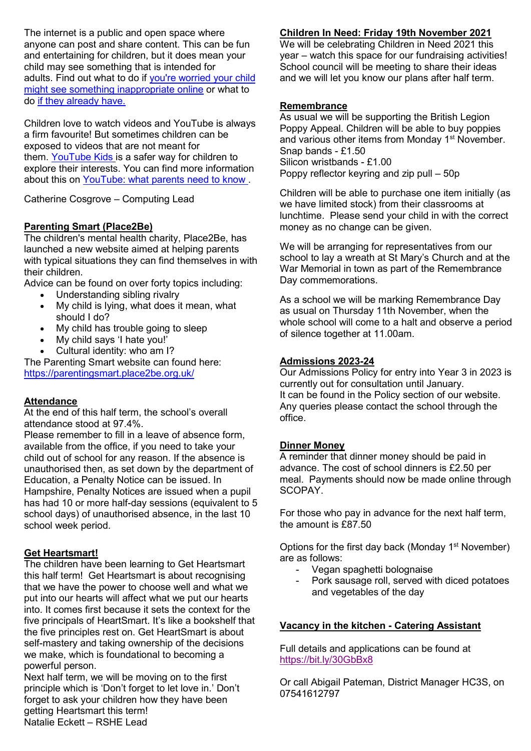The internet is a public and open space where anyone can post and share content. This can be fun and entertaining for children, but it does mean your child may see something that is intended for adults. Find out what to do if you're worried your child might see something inappropriate online or what to do if they already have.

Children love to watch videos and YouTube is always a firm favourite! But sometimes children can be exposed to videos that are not meant for them. YouTube Kids is a safer way for children to explore their interests. You can find more information about this on YouTube: what parents need to know .

Catherine Cosgrove – Computing Lead

## Parenting Smart (Place2Be)

The children's mental health charity, Place2Be, has launched a new website aimed at helping parents with typical situations they can find themselves in with their children.

Advice can be found on over forty topics including:

- Understanding sibling rivalry
- My child is lying, what does it mean, what should I do?
- My child has trouble going to sleep
- My child says 'I hate you!'
- Cultural identity: who am I?

The Parenting Smart website can found here: https://parentingsmart.place2be.org.uk/

## Attendance

At the end of this half term, the school's overall attendance stood at 97.4%.

Please remember to fill in a leave of absence form, available from the office, if you need to take your child out of school for any reason. If the absence is unauthorised then, as set down by the department of Education, a Penalty Notice can be issued. In Hampshire, Penalty Notices are issued when a pupil has had 10 or more half-day sessions (equivalent to 5 school days) of unauthorised absence, in the last 10 school week period.

## Get Heartsmart!

The children have been learning to Get Heartsmart this half term! Get Heartsmart is about recognising that we have the power to choose well and what we put into our hearts will affect what we put our hearts into. It comes first because it sets the context for the five principals of HeartSmart. It's like a bookshelf that the five principles rest on. Get HeartSmart is about self-mastery and taking ownership of the decisions we make, which is foundational to becoming a powerful person.

Next half term, we will be moving on to the first principle which is 'Don't forget to let love in.' Don't forget to ask your children how they have been getting Heartsmart this term!

Natalie Eckett – RSHE Lead

## Children In Need: Friday 19th November 2021

We will be celebrating Children in Need 2021 this year – watch this space for our fundraising activities! School council will be meeting to share their ideas and we will let you know our plans after half term.

## Remembrance

As usual we will be supporting the British Legion Poppy Appeal. Children will be able to buy poppies and various other items from Monday 1st November.

Snap bands - £1.50

Silicon wristbands - £1.00

Poppy reflector keyring and zip pull – 50p

Children will be able to purchase one item initially (as we have limited stock) from their classrooms at lunchtime. Please send your child in with the correct money as no change can be given.

We will be arranging for representatives from our school to lay a wreath at St Mary's Church and at the War Memorial in town as part of the Remembrance Day commemorations.

As a school we will be marking Remembrance Day as usual on Thursday 11th November, when the whole school will come to a halt and observe a period of silence together at 11.00am.

## Admissions 2023-24

Our Admissions Policy for entry into Year 3 in 2023 is currently out for consultation until January.

It can be found in the Policy section of our website. Any queries please contact the school through the office.

## Dinner Money

A reminder that dinner money should be paid in advance. The cost of school dinners is £2.50 per meal. Payments should now be made online through SCOPAY.

For those who pay in advance for the next half term, the amount is £87.50

Options for the first day back (Monday 1st November) are as follows:

- Vegan spaghetti bolognaise
- Pork sausage roll, served with diced potatoes and vegetables of the day

## Vacancy in the kitchen - Catering Assistant

Full details and applications can be found at https://bit.ly/30GbBx8

Or call Abigail Pateman, District Manager HC3S, on 07541612797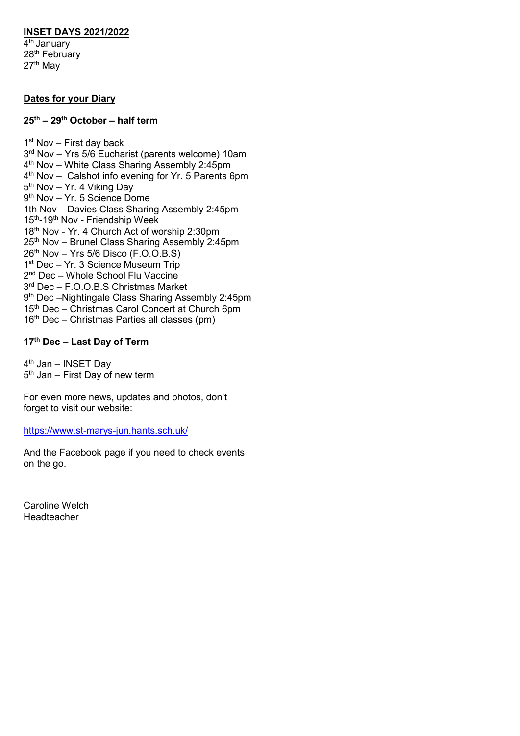**INSET DAYS 2021/2022**

4th January
28th February
27th May

**Dates for your Diary**

**25th – 29th October – half term**

1st Nov – First day back
3rd Nov – Yrs 5/6 Eucharist (parents welcome) 10am
4th Nov – White Class Sharing Assembly 2:45pm
4th Nov – Calshot info evening for Yr. 5 Parents 6pm
5th Nov – Yr. 4 Viking Day
9th Nov – Yr. 5 Science Dome
1th Nov – Davies Class Sharing Assembly 2:45pm
15th-19th Nov - Friendship Week
18th Nov - Yr. 4 Church Act of worship 2:30pm
25th Nov – Brunel Class Sharing Assembly 2:45pm
26th Nov – Yrs 5/6 Disco (F.O.O.B.S)
1st Dec – Yr. 3 Science Museum Trip
2nd Dec – Whole School Flu Vaccine
3rd Dec – F.O.O.B.S Christmas Market
9th Dec –Nightingale Class Sharing Assembly 2:45pm
15th Dec – Christmas Carol Concert at Church 6pm
16th Dec – Christmas Parties all classes (pm)

**17th Dec – Last Day of Term**

4th Jan – INSET Day
5th Jan – First Day of new term

For even more news, updates and photos, don't forget to visit our website:

https://www.st-marys-jun.hants.sch.uk/

And the Facebook page if you need to check events on the go.

Caroline Welch
Headteacher